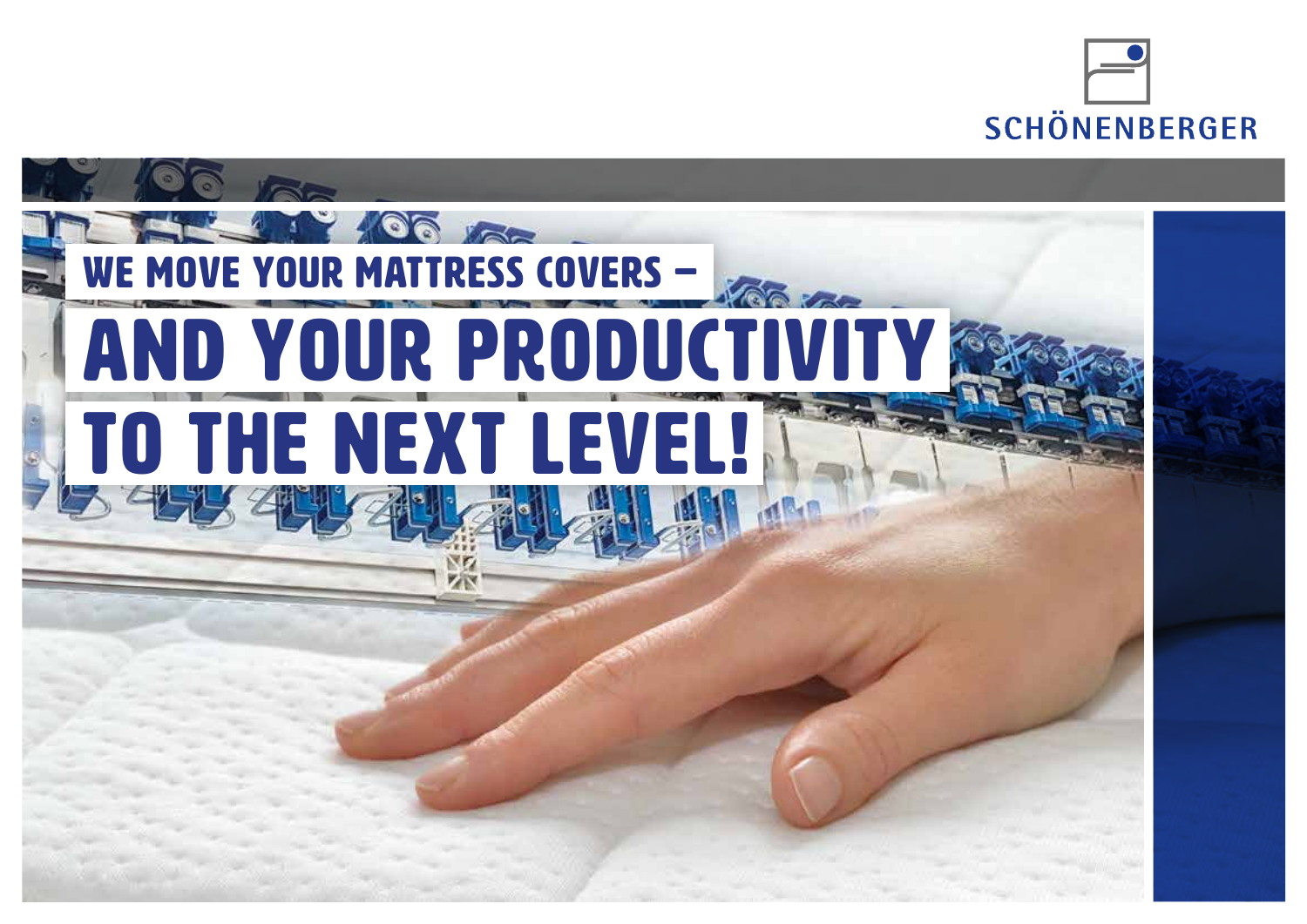SCHÖNENBERGER

# WE MOVE YOUR MATTRESS COVERS – AND YOUR PRODUCTIVITY TO THE NEXT LEVEL!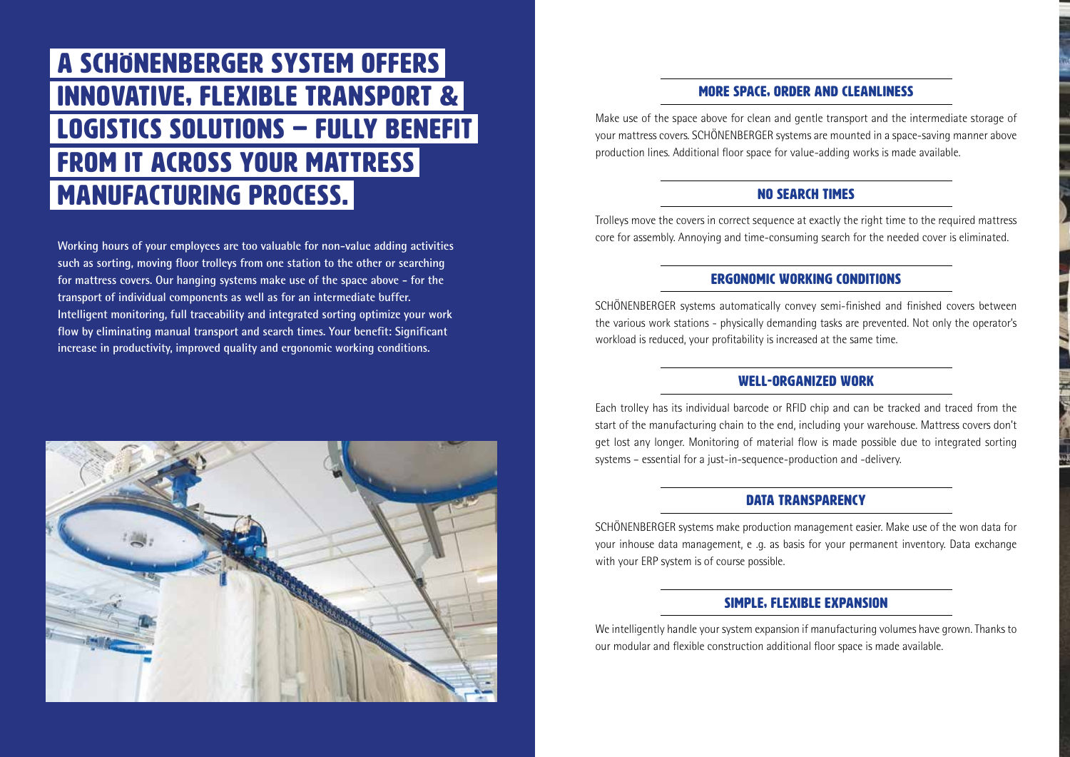# A SCHÖNENBERGER SYSTEM OFFERS INNOVATIVE, FLEXIBLE TRANSPORT & LOGISTICS SOLUTIONS – FULLY BENEFIT FROM IT ACROSS YOUR MATTRESS MANUFACTURING PROCESS.

**Working hours of your employees are too valuable for non-value adding activities such as sorting, moving floor trolleys from one station to the other or searching for mattress covers. Our hanging systems make use of the space above - for the transport of individual components as well as for an intermediate buffer. Intelligent monitoring, full traceability and integrated sorting optimize your work flow by eliminating manual transport and search times. Your benefit: Significant increase in productivity, improved quality and ergonomic working conditions.**

## MORE SPACE, ORDER AND CLEANLINESS

Make use of the space above for clean and gentle transport and the intermediate storage of your mattress covers. SCHÖNENBERGER systems are mounted in a space-saving manner above production lines. Additional floor space for value-adding works is made available.

## NO SEARCH TIMES

Trolleys move the covers in correct sequence at exactly the right time to the required mattress core for assembly. Annoying and time-consuming search for the needed cover is eliminated.

## ERGONOMIC WORKING CONDITIONS

SCHÖNENBERGER systems automatically convey semi-finished and finished covers between the various work stations - physically demanding tasks are prevented. Not only the operator's workload is reduced, your profitability is increased at the same time.

## WELL-ORGANIZED WORK

Each trolley has its individual barcode or RFID chip and can be tracked and traced from the start of the manufacturing chain to the end, including your warehouse. Mattress covers don't get lost any longer. Monitoring of material flow is made possible due to integrated sorting systems – essential for a just-in-sequence-production and -delivery.

## DATA TRANSPARENCY

SCHÖNENBERGER systems make production management easier. Make use of the won data for your inhouse data management, e .g. as basis for your permanent inventory. Data exchange with your ERP system is of course possible.

## SIMPLE, FLEXIBLE EXPANSION

We intelligently handle your system expansion if manufacturing volumes have grown. Thanks to our modular and flexible construction additional floor space is made available.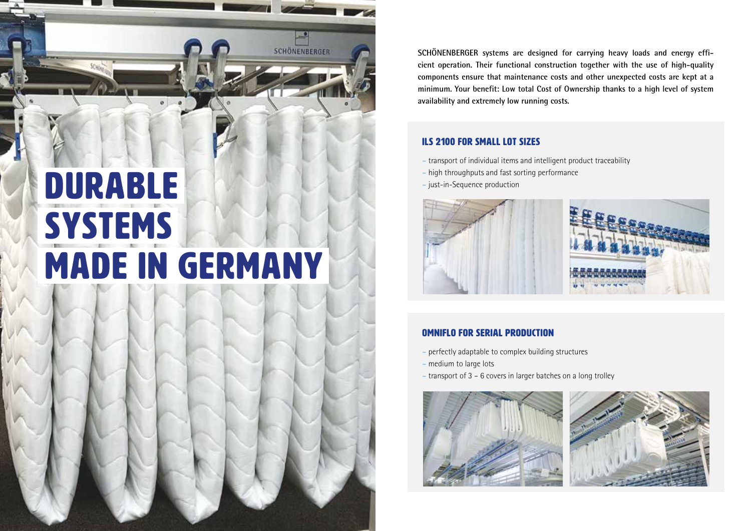# DURABLE SYSTEMS MADE IN GERMANY

**SCHÖNENBERGER systems are designed for carrying heavy loads and energy efficient operation. Their functional construction together with the use of high-quality components ensure that maintenance costs and other unexpected costs are kept at a minimum. Your benefit: Low total Cost of Ownership thanks to a high level of system availability and extremely low running costs.**

## ILS 2100 FOR SMALL LOT SIZES

- transport of individual items and intelligent product traceability
- high throughputs and fast sorting performance
- just-in-Sequence production

## OMNIFLO FOR SERIAL PRODUCTION

- perfectly adaptable to complex building structures
- medium to large lots
- transport of 3 – 6 covers in larger batches on a long trolley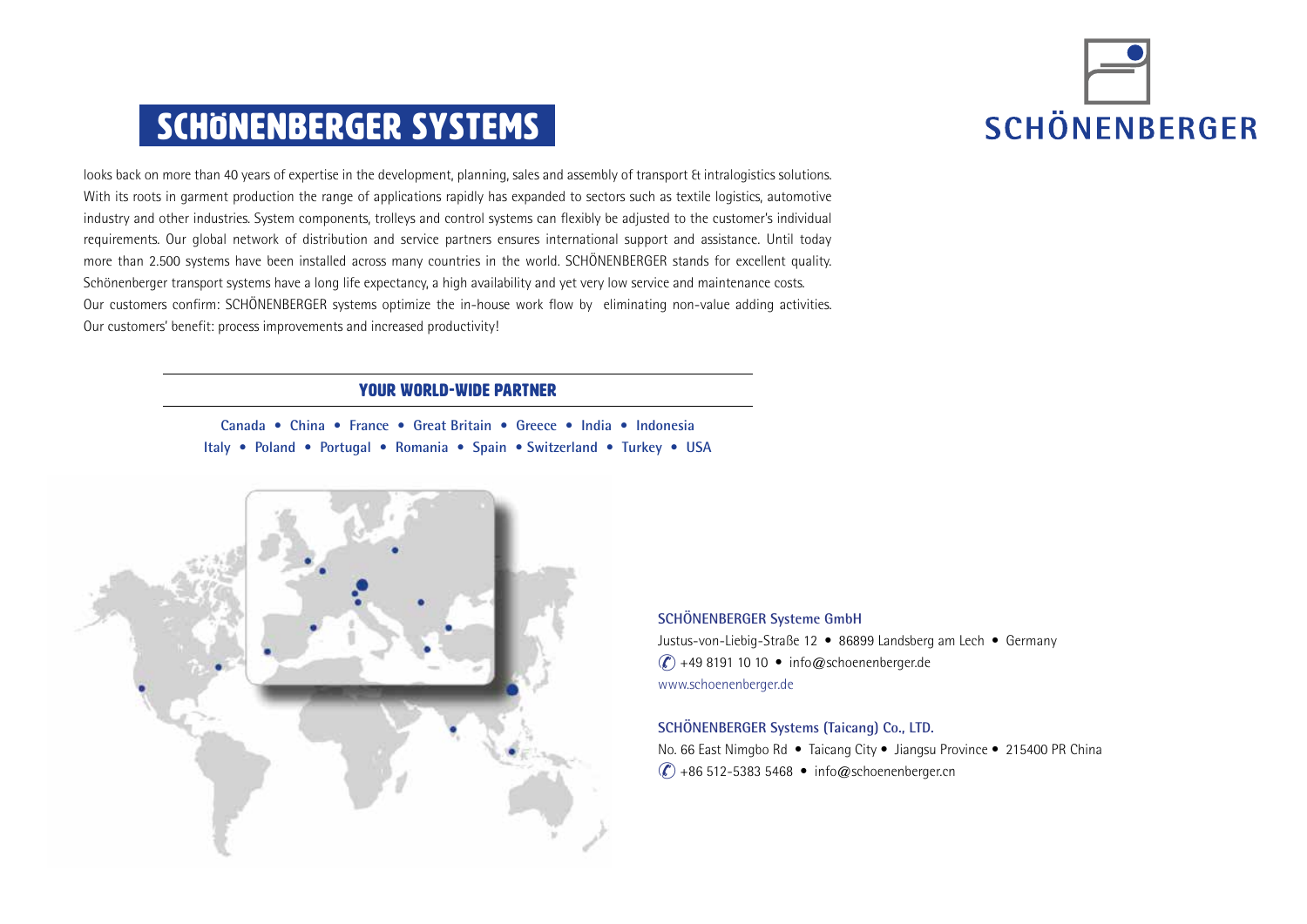# SCHÖNENBERGER SYSTEMS

SCHÖNENBERGER

looks back on more than 40 years of expertise in the development, planning, sales and assembly of transport & intralogistics solutions. With its roots in garment production the range of applications rapidly has expanded to sectors such as textile logistics, automotive industry and other industries. System components, trolleys and control systems can flexibly be adjusted to the customer's individual requirements. Our global network of distribution and service partners ensures international support and assistance. Until today more than 2.500 systems have been installed across many countries in the world. SCHÖNENBERGER stands for excellent quality. Schönenberger transport systems have a long life expectancy, a high availability and yet very low service and maintenance costs.
Our customers confirm: SCHÖNENBERGER systems optimize the in-house work flow by eliminating non-value adding activities. Our customers' benefit: process improvements and increased productivity!

## YOUR WORLD-WIDE PARTNER

**Canada • China • France • Great Britain • Greece • India • Indonesia**
**Italy • Poland • Portugal • Romania • Spain • Switzerland • Turkey • USA**

**SCHÖNENBERGER Systeme GmbH**
Justus-von-Liebig-Straße 12 • 86899 Landsberg am Lech • Germany
+49 8191 10 10 • info@schoenenberger.de
www.schoenenberger.de

**SCHÖNENBERGER Systems (Taicang) Co., LTD.**
No. 66 East Nimgbo Rd • Taicang City • Jiangsu Province • 215400 PR China
+86 512-5383 5468 • info@schoenenberger.cn